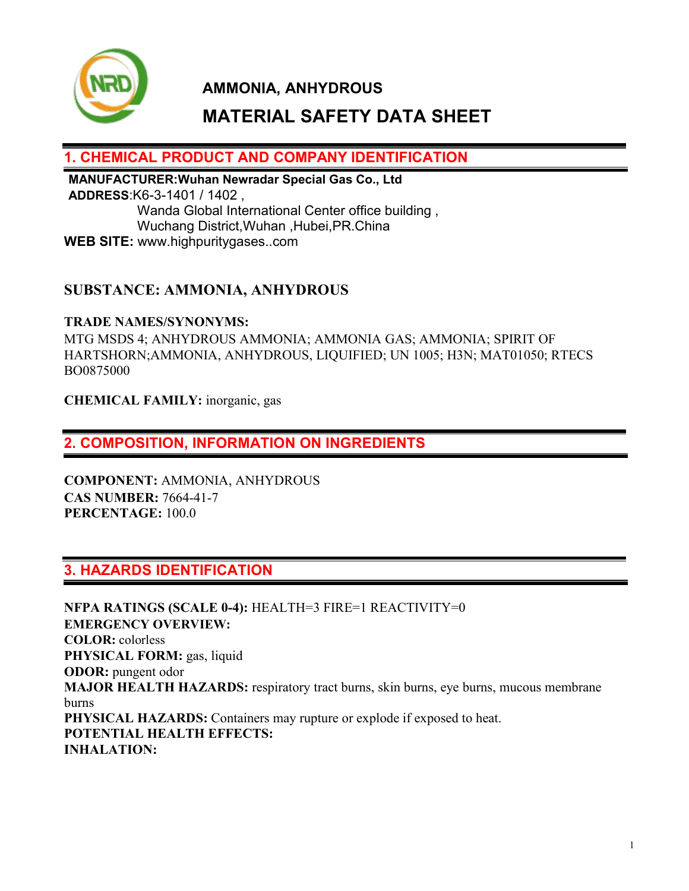# AMMONIA, ANHYDROUS

# MATERIAL SAFETY DATA SHEET

## 1. CHEMICAL PRODUCT AND COMPANY IDENTIFICATION

**MANUFACTURER:Wuhan Newradar Special Gas Co., Ltd**
**ADDRESS**:K6-3-1401 / 1402 ,
Wanda Global International Center office building ,
Wuchang District,Wuhan ,Hubei,PR.China
**WEB SITE:** www.highpuritygases..com

**SUBSTANCE: AMMONIA, ANHYDROUS**

**TRADE NAMES/SYNONYMS:**
MTG MSDS 4; ANHYDROUS AMMONIA; AMMONIA GAS; AMMONIA; SPIRIT OF HARTSHORN;AMMONIA, ANHYDROUS, LIQUIFIED; UN 1005; H3N; MAT01050; RTECS BO0875000

**CHEMICAL FAMILY:** inorganic, gas

## 2. COMPOSITION, INFORMATION ON INGREDIENTS

**COMPONENT:** AMMONIA, ANHYDROUS
**CAS NUMBER:** 7664-41-7
**PERCENTAGE:** 100.0

## 3. HAZARDS IDENTIFICATION

**NFPA RATINGS (SCALE 0-4):** HEALTH=3 FIRE=1 REACTIVITY=0
**EMERGENCY OVERVIEW:**
**COLOR:** colorless
**PHYSICAL FORM:** gas, liquid
**ODOR:** pungent odor
**MAJOR HEALTH HAZARDS:** respiratory tract burns, skin burns, eye burns, mucous membrane burns
**PHYSICAL HAZARDS:** Containers may rupture or explode if exposed to heat.
**POTENTIAL HEALTH EFFECTS:**
**INHALATION:**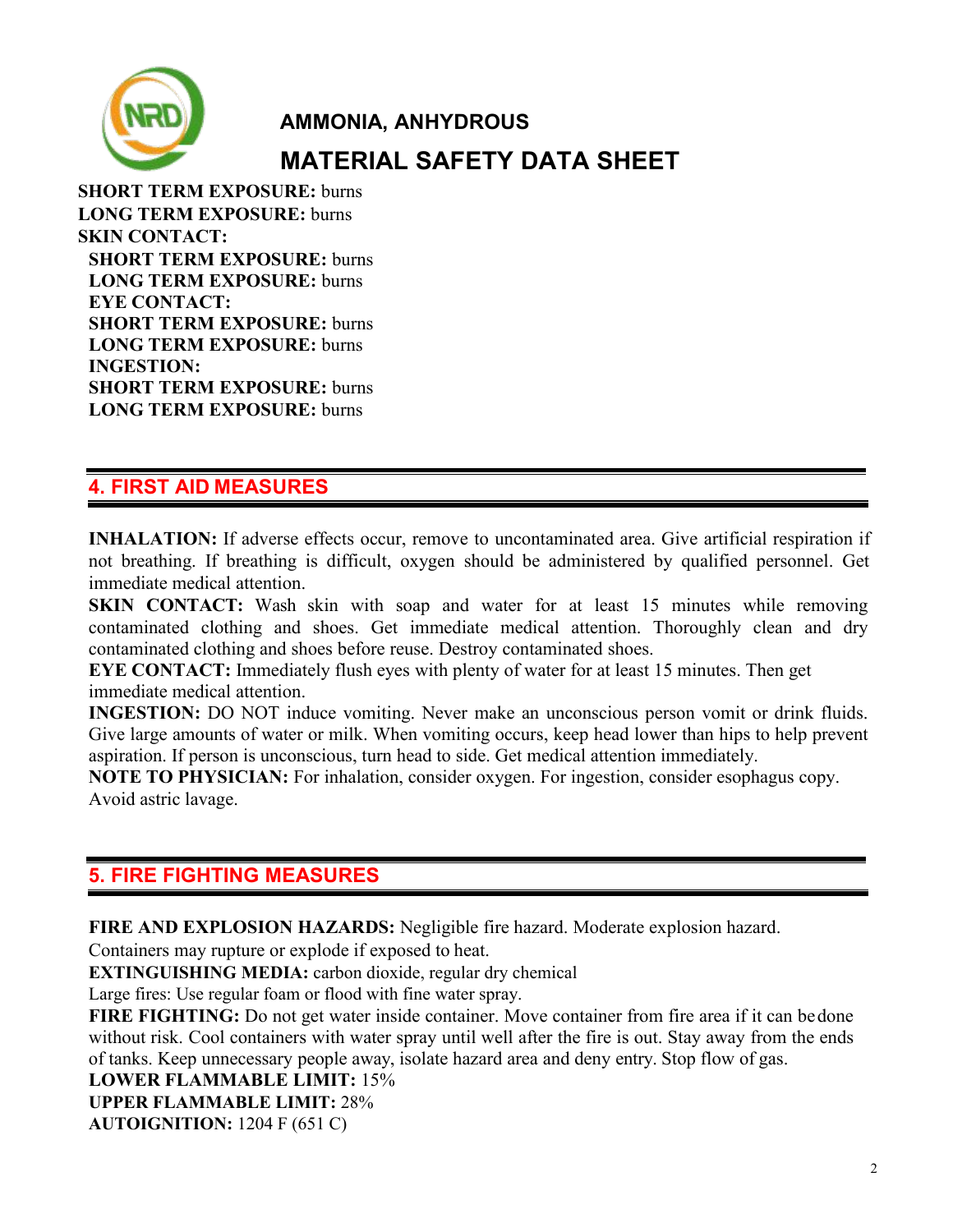**SHORT TERM EXPOSURE:** burns
**LONG TERM EXPOSURE:** burns
**SKIN CONTACT:**
**SHORT TERM EXPOSURE:** burns
**LONG TERM EXPOSURE:** burns
**EYE CONTACT:**
**SHORT TERM EXPOSURE:** burns
**LONG TERM EXPOSURE:** burns
**INGESTION:**
**SHORT TERM EXPOSURE:** burns
**LONG TERM EXPOSURE:** burns

## 4. FIRST AID MEASURES

**INHALATION:** If adverse effects occur, remove to uncontaminated area. Give artificial respiration if not breathing. If breathing is difficult, oxygen should be administered by qualified personnel. Get immediate medical attention.
**SKIN CONTACT:** Wash skin with soap and water for at least 15 minutes while removing contaminated clothing and shoes. Get immediate medical attention. Thoroughly clean and dry contaminated clothing and shoes before reuse. Destroy contaminated shoes.
**EYE CONTACT:** Immediately flush eyes with plenty of water for at least 15 minutes. Then get immediate medical attention.
**INGESTION:** DO NOT induce vomiting. Never make an unconscious person vomit or drink fluids. Give large amounts of water or milk. When vomiting occurs, keep head lower than hips to help prevent aspiration. If person is unconscious, turn head to side. Get medical attention immediately.
**NOTE TO PHYSICIAN:** For inhalation, consider oxygen. For ingestion, consider esophagus copy. Avoid astric lavage.

## 5. FIRE FIGHTING MEASURES

**FIRE AND EXPLOSION HAZARDS:** Negligible fire hazard. Moderate explosion hazard.
Containers may rupture or explode if exposed to heat.
**EXTINGUISHING MEDIA:** carbon dioxide, regular dry chemical
Large fires: Use regular foam or flood with fine water spray.
**FIRE FIGHTING:** Do not get water inside container. Move container from fire area if it can bedone without risk. Cool containers with water spray until well after the fire is out. Stay away from the ends of tanks. Keep unnecessary people away, isolate hazard area and deny entry. Stop flow of gas.
**LOWER FLAMMABLE LIMIT:** 15%
**UPPER FLAMMABLE LIMIT:** 28%
**AUTOIGNITION:** 1204 F (651 C)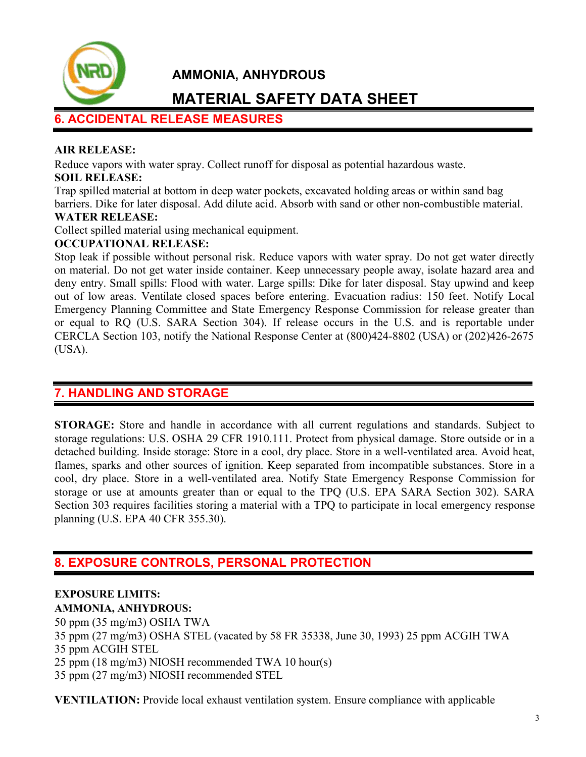## 6. ACCIDENTAL RELEASE MEASURES

**AIR RELEASE:**

Reduce vapors with water spray. Collect runoff for disposal as potential hazardous waste.

**SOIL RELEASE:**

Trap spilled material at bottom in deep water pockets, excavated holding areas or within sand bag barriers. Dike for later disposal. Add dilute acid. Absorb with sand or other non-combustible material.

**WATER RELEASE:**

Collect spilled material using mechanical equipment.

**OCCUPATIONAL RELEASE:**

Stop leak if possible without personal risk. Reduce vapors with water spray. Do not get water directly on material. Do not get water inside container. Keep unnecessary people away, isolate hazard area and deny entry. Small spills: Flood with water. Large spills: Dike for later disposal. Stay upwind and keep out of low areas. Ventilate closed spaces before entering. Evacuation radius: 150 feet. Notify Local Emergency Planning Committee and State Emergency Response Commission for release greater than or equal to RQ (U.S. SARA Section 304). If release occurs in the U.S. and is reportable under CERCLA Section 103, notify the National Response Center at (800)424-8802 (USA) or (202)426-2675 (USA).

## 7. HANDLING AND STORAGE

**STORAGE:** Store and handle in accordance with all current regulations and standards. Subject to storage regulations: U.S. OSHA 29 CFR 1910.111. Protect from physical damage. Store outside or in a detached building. Inside storage: Store in a cool, dry place. Store in a well-ventilated area. Avoid heat, flames, sparks and other sources of ignition. Keep separated from incompatible substances. Store in a cool, dry place. Store in a well-ventilated area. Notify State Emergency Response Commission for storage or use at amounts greater than or equal to the TPQ (U.S. EPA SARA Section 302). SARA Section 303 requires facilities storing a material with a TPQ to participate in local emergency response planning (U.S. EPA 40 CFR 355.30).

## 8. EXPOSURE CONTROLS, PERSONAL PROTECTION

**EXPOSURE LIMITS:**

**AMMONIA, ANHYDROUS:**

50 ppm (35 mg/m3) OSHA TWA
35 ppm (27 mg/m3) OSHA STEL (vacated by 58 FR 35338, June 30, 1993) 25 ppm ACGIH TWA
35 ppm ACGIH STEL
25 ppm (18 mg/m3) NIOSH recommended TWA 10 hour(s)
35 ppm (27 mg/m3) NIOSH recommended STEL

**VENTILATION:** Provide local exhaust ventilation system. Ensure compliance with applicable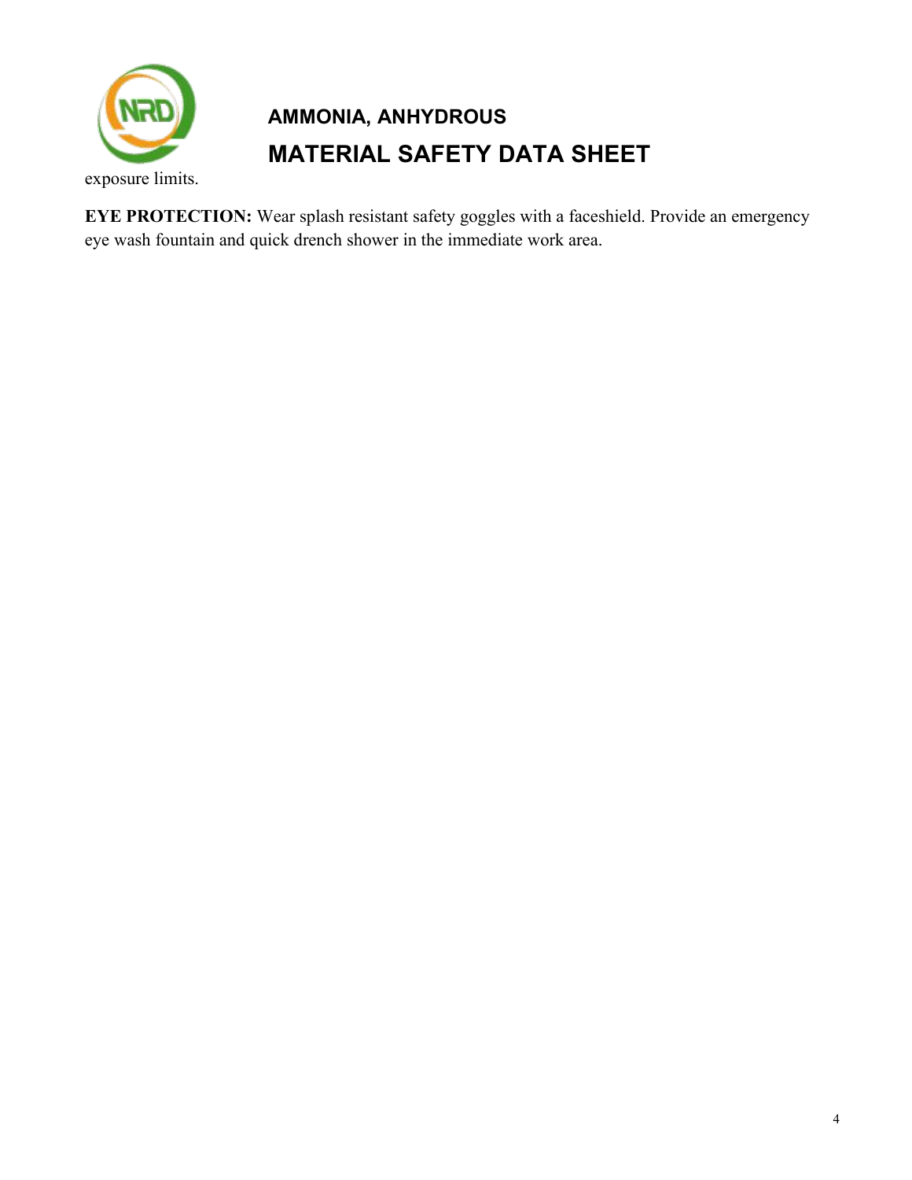exposure limits.

**EYE PROTECTION:** Wear splash resistant safety goggles with a faceshield. Provide an emergency eye wash fountain and quick drench shower in the immediate work area.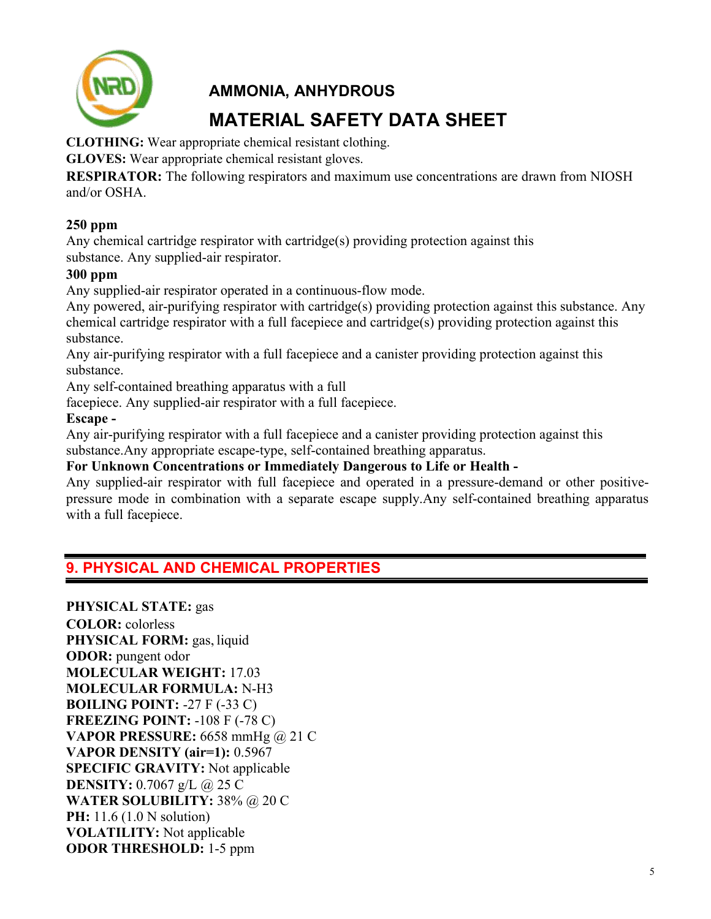**CLOTHING:** Wear appropriate chemical resistant clothing.

**GLOVES:** Wear appropriate chemical resistant gloves.

**RESPIRATOR:** The following respirators and maximum use concentrations are drawn from NIOSH and/or OSHA.

**250 ppm**

Any chemical cartridge respirator with cartridge(s) providing protection against this substance. Any supplied-air respirator.

**300 ppm**

Any supplied-air respirator operated in a continuous-flow mode.

Any powered, air-purifying respirator with cartridge(s) providing protection against this substance. Any chemical cartridge respirator with a full facepiece and cartridge(s) providing protection against this substance.

Any air-purifying respirator with a full facepiece and a canister providing protection against this substance.

Any self-contained breathing apparatus with a full facepiece. Any supplied-air respirator with a full facepiece.

**Escape -**

Any air-purifying respirator with a full facepiece and a canister providing protection against this substance.Any appropriate escape-type, self-contained breathing apparatus.

**For Unknown Concentrations or Immediately Dangerous to Life or Health -**

Any supplied-air respirator with full facepiece and operated in a pressure-demand or other positive-pressure mode in combination with a separate escape supply.Any self-contained breathing apparatus with a full facepiece.

## 9. PHYSICAL AND CHEMICAL PROPERTIES

**PHYSICAL STATE:** gas
**COLOR:** colorless
**PHYSICAL FORM:** gas, liquid
**ODOR:** pungent odor
**MOLECULAR WEIGHT:** 17.03
**MOLECULAR FORMULA:** N-H3
**BOILING POINT:** -27 F (-33 C)
**FREEZING POINT:** -108 F (-78 C)
**VAPOR PRESSURE:** 6658 mmHg @ 21 C
**VAPOR DENSITY (air=1):** 0.5967
**SPECIFIC GRAVITY:** Not applicable
**DENSITY:** 0.7067 g/L @ 25 C
**WATER SOLUBILITY:** 38% @ 20 C
**PH:** 11.6 (1.0 N solution)
**VOLATILITY:** Not applicable
**ODOR THRESHOLD:** 1-5 ppm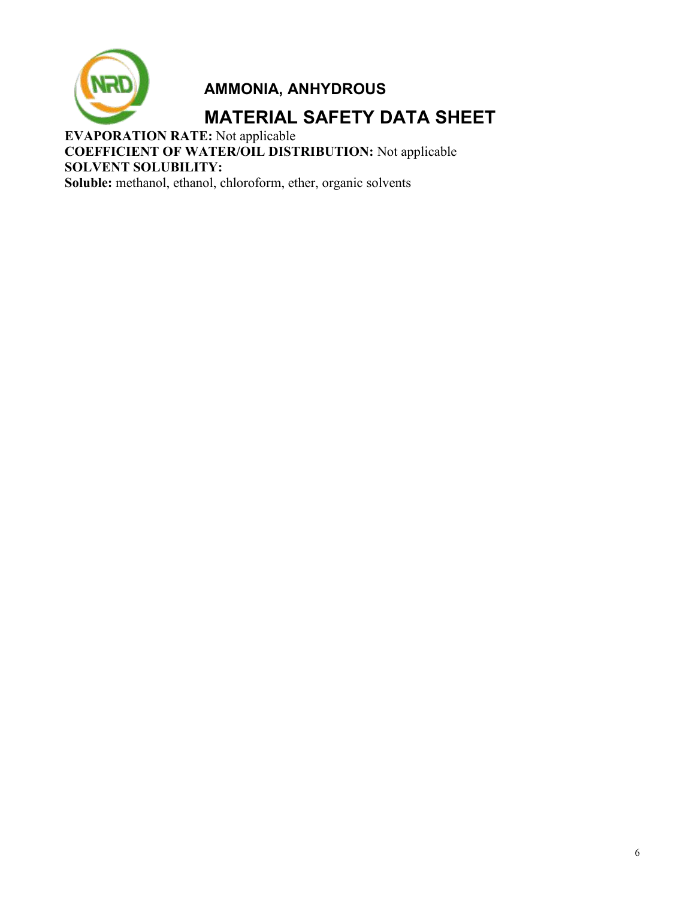**EVAPORATION RATE:** Not applicable
**COEFFICIENT OF WATER/OIL DISTRIBUTION:** Not applicable
**SOLVENT SOLUBILITY:**
**Soluble:** methanol, ethanol, chloroform, ether, organic solvents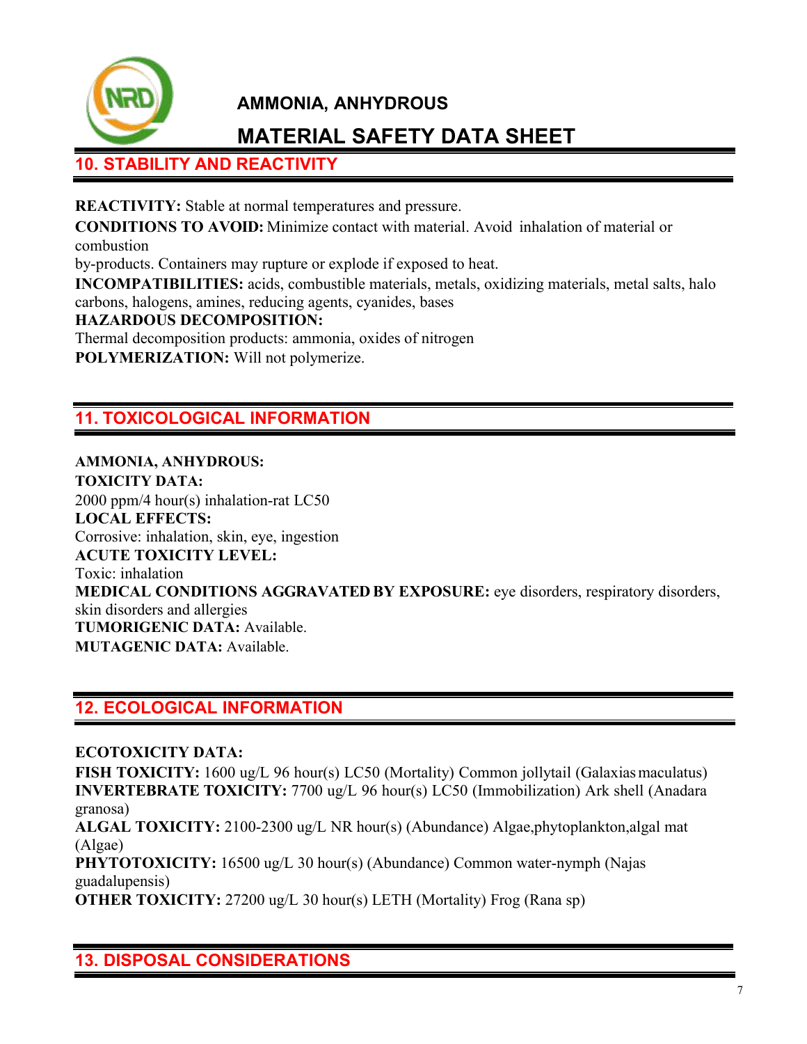## 10. STABILITY AND REACTIVITY

**REACTIVITY:** Stable at normal temperatures and pressure.

**CONDITIONS TO AVOID:** Minimize contact with material. Avoid inhalation of material or combustion by-products. Containers may rupture or explode if exposed to heat.

**INCOMPATIBILITIES:** acids, combustible materials, metals, oxidizing materials, metal salts, halo carbons, halogens, amines, reducing agents, cyanides, bases

**HAZARDOUS DECOMPOSITION:**
Thermal decomposition products: ammonia, oxides of nitrogen

**POLYMERIZATION:** Will not polymerize.

## 11. TOXICOLOGICAL INFORMATION

**AMMONIA, ANHYDROUS:**

**TOXICITY DATA:**
2000 ppm/4 hour(s) inhalation-rat LC50

**LOCAL EFFECTS:**
Corrosive: inhalation, skin, eye, ingestion

**ACUTE TOXICITY LEVEL:**
Toxic: inhalation

**MEDICAL CONDITIONS AGGRAVATED BY EXPOSURE:** eye disorders, respiratory disorders, skin disorders and allergies

**TUMORIGENIC DATA:** Available.

**MUTAGENIC DATA:** Available.

## 12. ECOLOGICAL INFORMATION

**ECOTOXICITY DATA:**

**FISH TOXICITY:** 1600 ug/L 96 hour(s) LC50 (Mortality) Common jollytail (Galaxias maculatus)

**INVERTEBRATE TOXICITY:** 7700 ug/L 96 hour(s) LC50 (Immobilization) Ark shell (Anadara granosa)

**ALGAL TOXICITY:** 2100-2300 ug/L NR hour(s) (Abundance) Algae,phytoplankton,algal mat (Algae)

**PHYTOTOXICITY:** 16500 ug/L 30 hour(s) (Abundance) Common water-nymph (Najas guadalupensis)

**OTHER TOXICITY:** 27200 ug/L 30 hour(s) LETH (Mortality) Frog (Rana sp)

## 13. DISPOSAL CONSIDERATIONS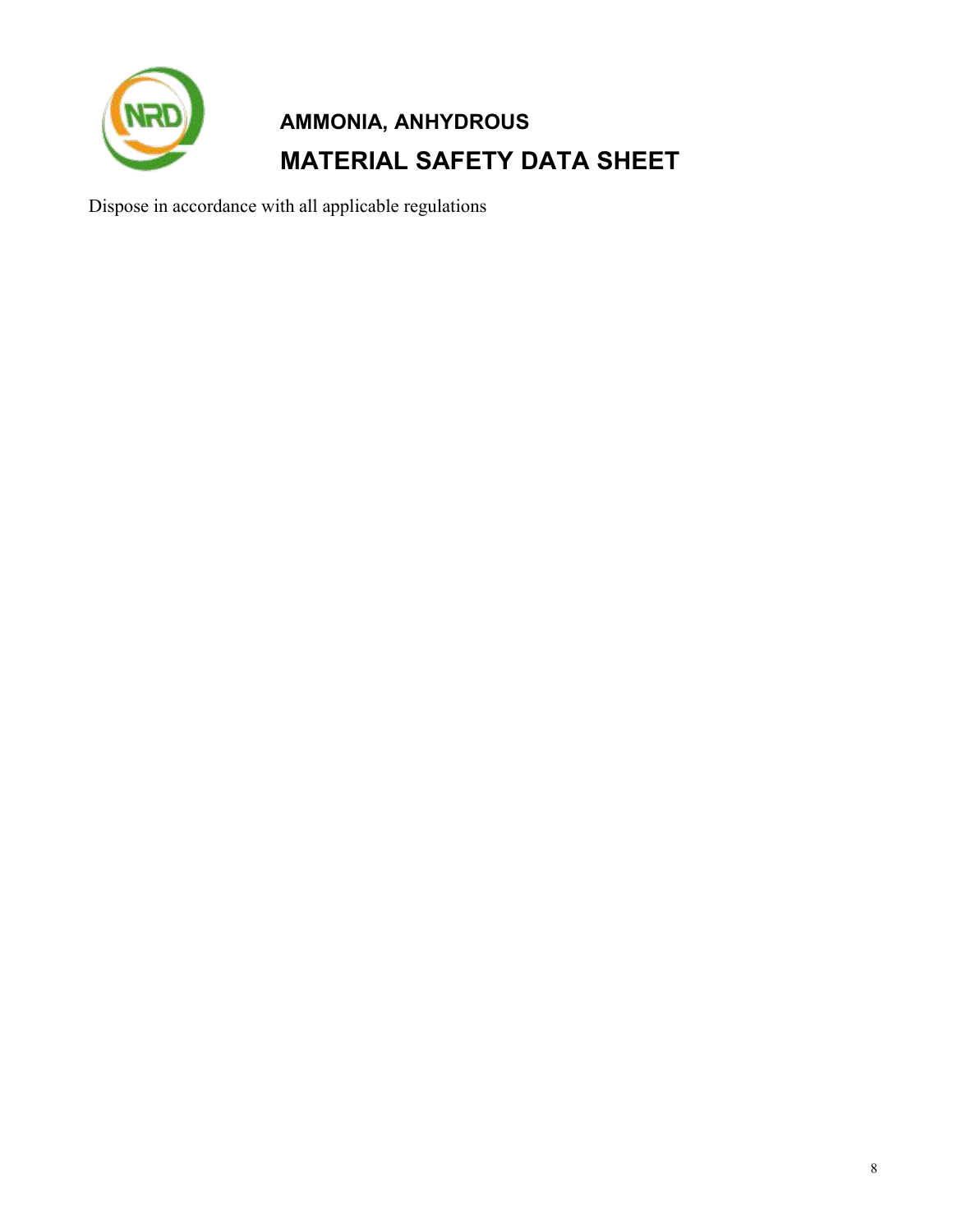Dispose in accordance with all applicable regulations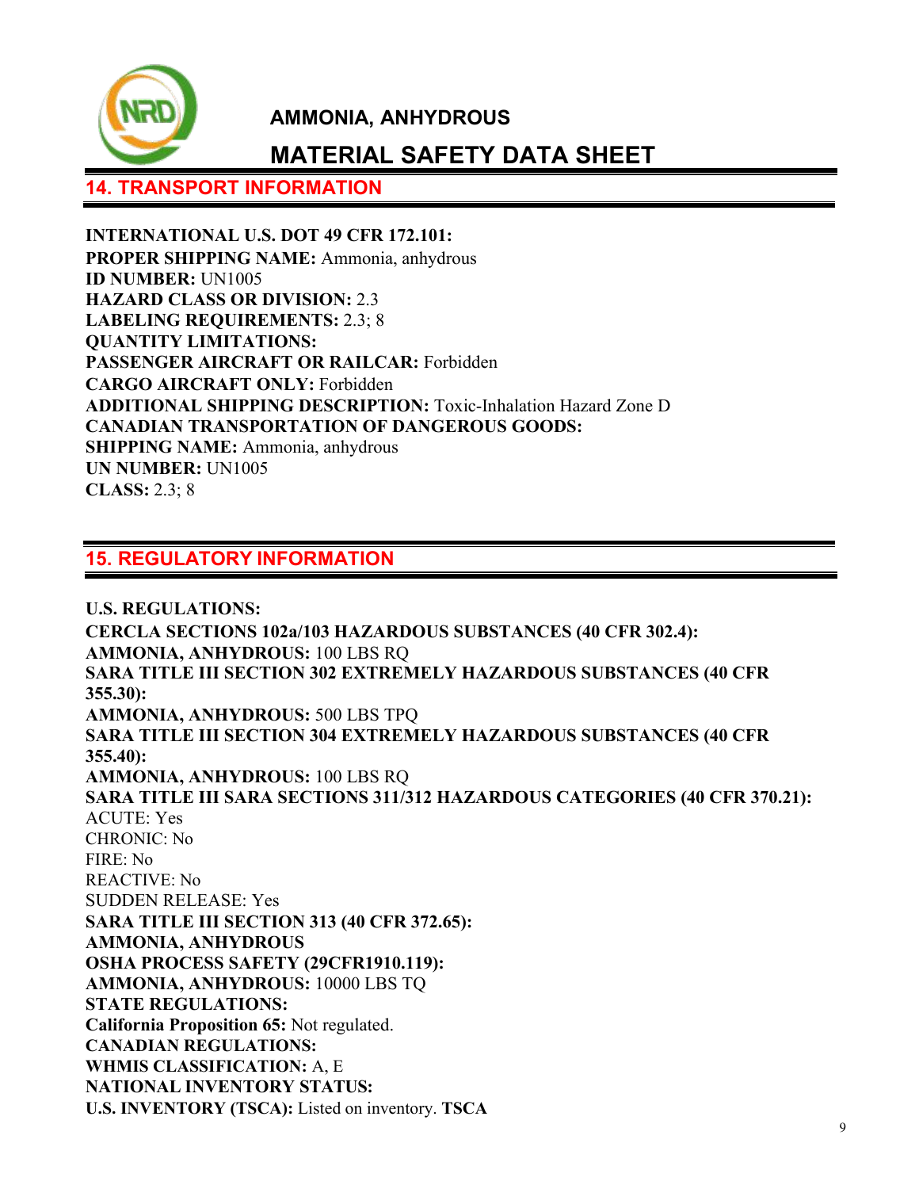## 14. TRANSPORT INFORMATION

**INTERNATIONAL U.S. DOT 49 CFR 172.101:**
**PROPER SHIPPING NAME:** Ammonia, anhydrous
**ID NUMBER:** UN1005
**HAZARD CLASS OR DIVISION:** 2.3
**LABELING REQUIREMENTS:** 2.3; 8
**QUANTITY LIMITATIONS:**
**PASSENGER AIRCRAFT OR RAILCAR:** Forbidden
**CARGO AIRCRAFT ONLY:** Forbidden
**ADDITIONAL SHIPPING DESCRIPTION:** Toxic-Inhalation Hazard Zone D
**CANADIAN TRANSPORTATION OF DANGEROUS GOODS:**
**SHIPPING NAME:** Ammonia, anhydrous
**UN NUMBER:** UN1005
**CLASS:** 2.3; 8

## 15. REGULATORY INFORMATION

**U.S. REGULATIONS:**
**CERCLA SECTIONS 102a/103 HAZARDOUS SUBSTANCES (40 CFR 302.4):**
**AMMONIA, ANHYDROUS:** 100 LBS RQ
**SARA TITLE III SECTION 302 EXTREMELY HAZARDOUS SUBSTANCES (40 CFR 355.30):**
**AMMONIA, ANHYDROUS:** 500 LBS TPQ
**SARA TITLE III SECTION 304 EXTREMELY HAZARDOUS SUBSTANCES (40 CFR 355.40):**
**AMMONIA, ANHYDROUS:** 100 LBS RQ
**SARA TITLE III SARA SECTIONS 311/312 HAZARDOUS CATEGORIES (40 CFR 370.21):**
ACUTE: Yes
CHRONIC: No
FIRE: No
REACTIVE: No
SUDDEN RELEASE: Yes
**SARA TITLE III SECTION 313 (40 CFR 372.65):**
**AMMONIA, ANHYDROUS**
**OSHA PROCESS SAFETY (29CFR1910.119):**
**AMMONIA, ANHYDROUS:** 10000 LBS TQ
**STATE REGULATIONS:**
**California Proposition 65:** Not regulated.
**CANADIAN REGULATIONS:**
**WHMIS CLASSIFICATION:** A, E
**NATIONAL INVENTORY STATUS:**
**U.S. INVENTORY (TSCA):** Listed on inventory. **TSCA**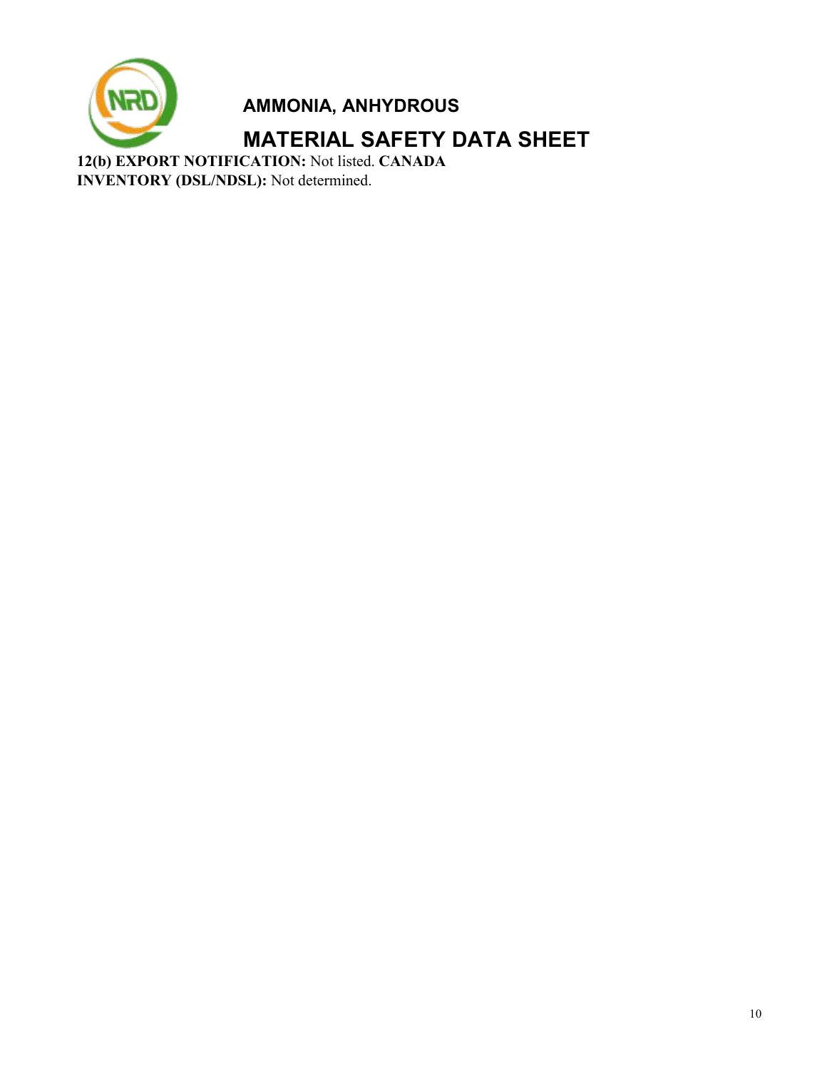**12(b) EXPORT NOTIFICATION:** Not listed. **CANADA INVENTORY (DSL/NDSL):** Not determined.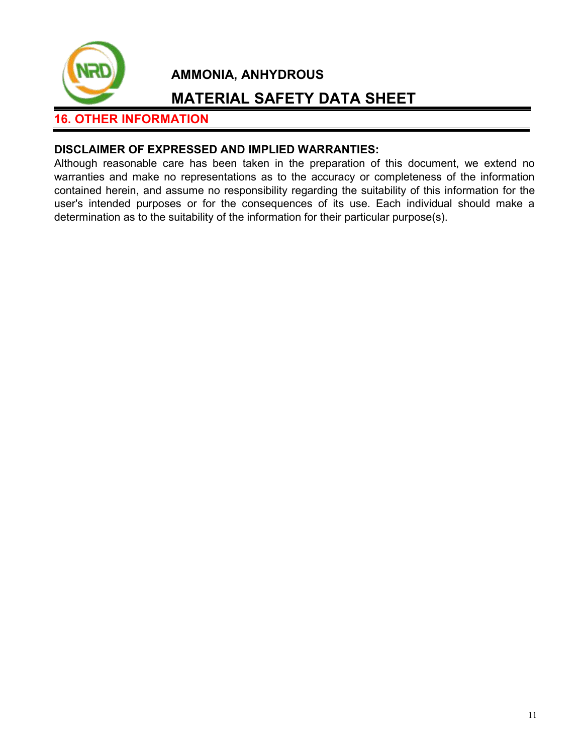## 16. OTHER INFORMATION

**DISCLAIMER OF EXPRESSED AND IMPLIED WARRANTIES:**

Although reasonable care has been taken in the preparation of this document, we extend no warranties and make no representations as to the accuracy or completeness of the information contained herein, and assume no responsibility regarding the suitability of this information for the user's intended purposes or for the consequences of its use. Each individual should make a determination as to the suitability of the information for their particular purpose(s).